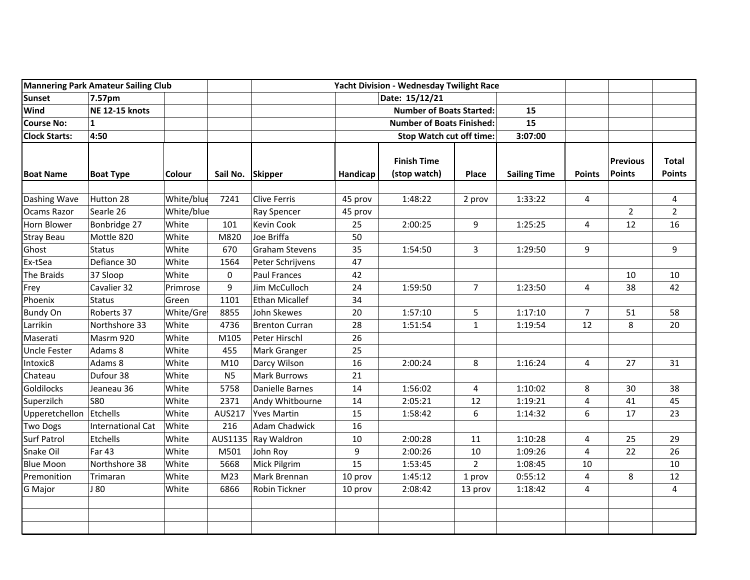| Mannering Park Amateur Sailing Club | | | | Yacht Division - Wednesday Twilight Race | | | | | | | |
|---|---|---|---|---|---|---|---|---|---|---|---|
| Sunset | 7.57pm | | | | | Date: 15/12/21 | | | | | |
| Wind | NE 12-15 knots | | | | | Number of Boats Started: | | 15 | | | |
| Course No: | 1 | | | | | Number of Boats Finished: | | 15 | | | |
| Clock Starts: | 4:50 | | | | | Stop Watch cut off time: | | 3:07:00 | | | |
| **Boat Name** | **Boat Type** | **Colour** | **Sail No.** | **Skipper** | **Handicap** | **Finish Time (stop watch)** | **Place** | **Sailing Time** | **Points** | **Previous Points** | **Total Points** |
| Dashing Wave | Hutton 28 | White/blue | 7241 | Clive Ferris | 45 prov | 1:48:22 | 2 prov | 1:33:22 | 4 | | 4 |
| Ocams Razor | Searle 26 | White/blue | | Ray Spencer | 45 prov | | | | | 2 | 2 |
| Horn Blower | Bonbridge 27 | White | 101 | Kevin Cook | 25 | 2:00:25 | 9 | 1:25:25 | 4 | 12 | 16 |
| Stray Beau | Mottle 820 | White | M820 | Joe Briffa | 50 | | | | | | |
| Ghost | Status | White | 670 | Graham Stevens | 35 | 1:54:50 | 3 | 1:29:50 | 9 | | 9 |
| Ex-tSea | Defiance 30 | White | 1564 | Peter Schrijvens | 47 | | | | | | |
| The Braids | 37 Sloop | White | 0 | Paul Frances | 42 | | | | | 10 | 10 |
| Frey | Cavalier 32 | Primrose | 9 | Jim McCulloch | 24 | 1:59:50 | 7 | 1:23:50 | 4 | 38 | 42 |
| Phoenix | Status | Green | 1101 | Ethan Micallef | 34 | | | | | | |
| Bundy On | Roberts 37 | White/Grey | 8855 | John Skewes | 20 | 1:57:10 | 5 | 1:17:10 | 7 | 51 | 58 |
| Larrikin | Northshore 33 | White | 4736 | Brenton Curran | 28 | 1:51:54 | 1 | 1:19:54 | 12 | 8 | 20 |
| Maserati | Masrm 920 | White | M105 | Peter Hirschl | 26 | | | | | | |
| Uncle Fester | Adams 8 | White | 455 | Mark Granger | 25 | | | | | | |
| Intoxic8 | Adams 8 | White | M10 | Darcy Wilson | 16 | 2:00:24 | 8 | 1:16:24 | 4 | 27 | 31 |
| Chateau | Dufour 38 | White | N5 | Mark Burrows | 21 | | | | | | |
| Goldilocks | Jeaneau 36 | White | 5758 | Danielle Barnes | 14 | 1:56:02 | 4 | 1:10:02 | 8 | 30 | 38 |
| Superzilch | S80 | White | 2371 | Andy Whitbourne | 14 | 2:05:21 | 12 | 1:19:21 | 4 | 41 | 45 |
| Upperetchellon | Etchells | White | AUS217 | Yves Martin | 15 | 1:58:42 | 6 | 1:14:32 | 6 | 17 | 23 |
| Two Dogs | International Cat | White | 216 | Adam Chadwick | 16 | | | | | | |
| Surf Patrol | Etchells | White | AUS1135 | Ray Waldron | 10 | 2:00:28 | 11 | 1:10:28 | 4 | 25 | 29 |
| Snake Oil | Far 43 | White | M501 | John Roy | 9 | 2:00:26 | 10 | 1:09:26 | 4 | 22 | 26 |
| Blue Moon | Northshore 38 | White | 5668 | Mick Pilgrim | 15 | 1:53:45 | 2 | 1:08:45 | 10 | | 10 |
| Premonition | Trimaran | White | M23 | Mark Brennan | 10 prov | 1:45:12 | 1 prov | 0:55:12 | 4 | 8 | 12 |
| G Major | J 80 | White | 6866 | Robin Tickner | 10 prov | 2:08:42 | 13 prov | 1:18:42 | 4 | | 4 |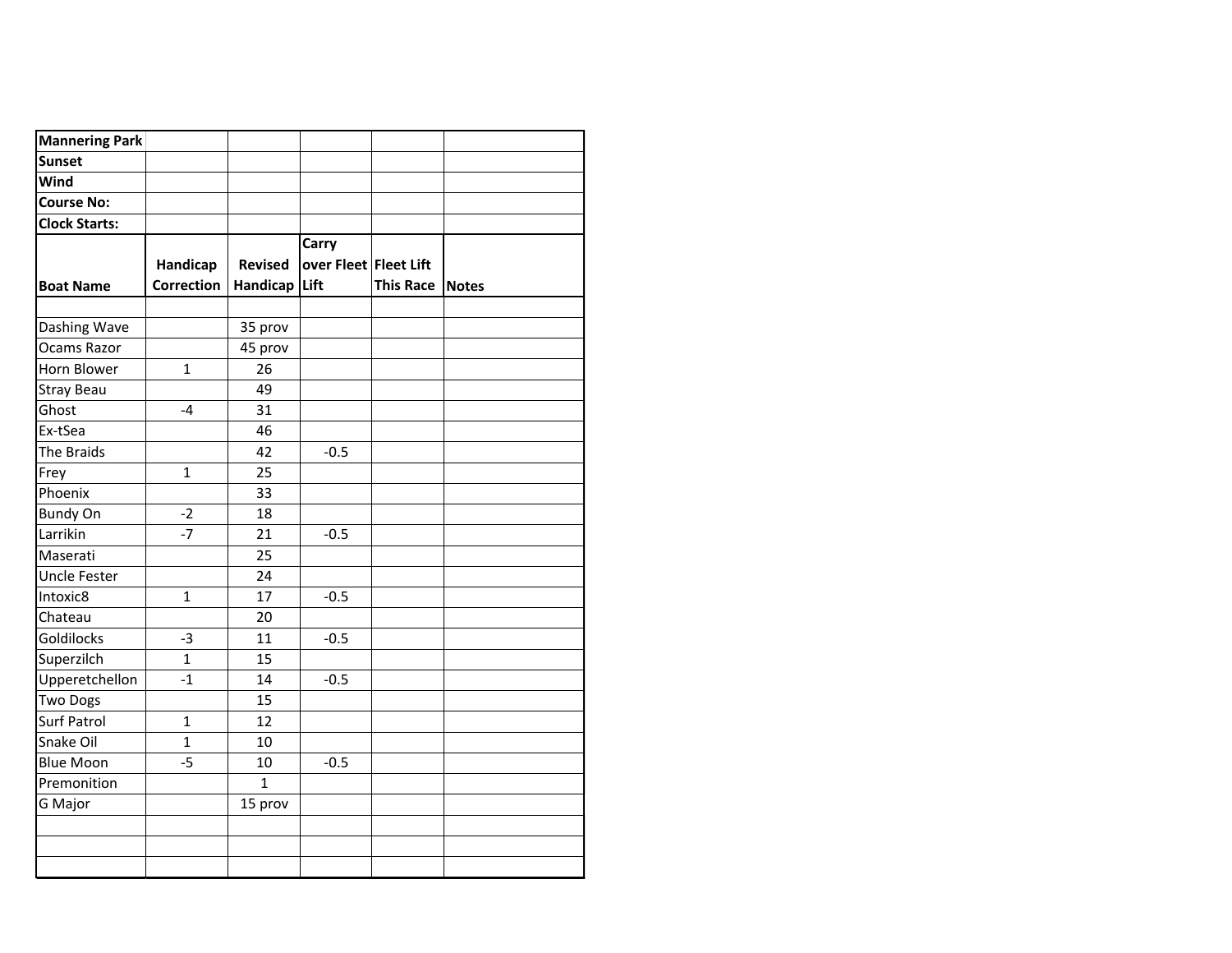| | | | | | |
|---|---|---|---|---|---|
| **Mannering Park** | | | | | |
| **Sunset** | | | | | |
| **Wind** | | | | | |
| **Course No:** | | | | | |
| **Clock Starts:** | | | | | |
| **Boat Name** | **Handicap Correction** | **Revised Handicap** | **Carry over Fleet Lift** | **Fleet Lift This Race** | **Notes** |
| | | | | | |
| Dashing Wave | | 35 prov | | | |
| Ocams Razor | | 45 prov | | | |
| Horn Blower | 1 | 26 | | | |
| Stray Beau | | 49 | | | |
| Ghost | -4 | 31 | | | |
| Ex-tSea | | 46 | | | |
| The Braids | | 42 | -0.5 | | |
| Frey | 1 | 25 | | | |
| Phoenix | | 33 | | | |
| Bundy On | -2 | 18 | | | |
| Larrikin | -7 | 21 | -0.5 | | |
| Maserati | | 25 | | | |
| Uncle Fester | | 24 | | | |
| Intoxic8 | 1 | 17 | -0.5 | | |
| Chateau | | 20 | | | |
| Goldilocks | -3 | 11 | -0.5 | | |
| Superzilch | 1 | 15 | | | |
| Upperetchellon | -1 | 14 | -0.5 | | |
| Two Dogs | | 15 | | | |
| Surf Patrol | 1 | 12 | | | |
| Snake Oil | 1 | 10 | | | |
| Blue Moon | -5 | 10 | -0.5 | | |
| Premonition | | 1 | | | |
| G Major | | 15 prov | | | |
| | | | | | |
| | | | | | |
| | | | | | |